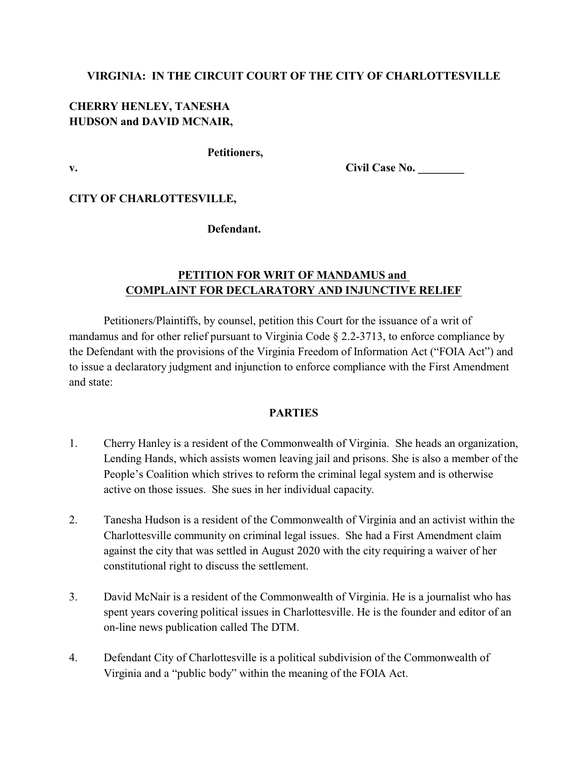**VIRGINIA: IN THE CIRCUIT COURT OF THE CITY OF CHARLOTTESVILLE**

**CHERRY HENLEY, TANESHA HUDSON and DAVID MCNAIR,**

**Petitioners,**

**v.** **Civil Case No. ________**

**CITY OF CHARLOTTESVILLE,**

**Defendant.**

**<u>PETITION FOR WRIT OF MANDAMUS and COMPLAINT FOR DECLARATORY AND INJUNCTIVE RELIEF</u>**

Petitioners/Plaintiffs, by counsel, petition this Court for the issuance of a writ of mandamus and for other relief pursuant to Virginia Code § 2.2-3713, to enforce compliance by the Defendant with the provisions of the Virginia Freedom of Information Act ("FOIA Act") and to issue a declaratory judgment and injunction to enforce compliance with the First Amendment and state:

**PARTIES**

1. Cherry Hanley is a resident of the Commonwealth of Virginia. She heads an organization, Lending Hands, which assists women leaving jail and prisons. She is also a member of the People's Coalition which strives to reform the criminal legal system and is otherwise active on those issues. She sues in her individual capacity.

2. Tanesha Hudson is a resident of the Commonwealth of Virginia and an activist within the Charlottesville community on criminal legal issues. She had a First Amendment claim against the city that was settled in August 2020 with the city requiring a waiver of her constitutional right to discuss the settlement.

3. David McNair is a resident of the Commonwealth of Virginia. He is a journalist who has spent years covering political issues in Charlottesville. He is the founder and editor of an on-line news publication called The DTM.

4. Defendant City of Charlottesville is a political subdivision of the Commonwealth of Virginia and a "public body" within the meaning of the FOIA Act.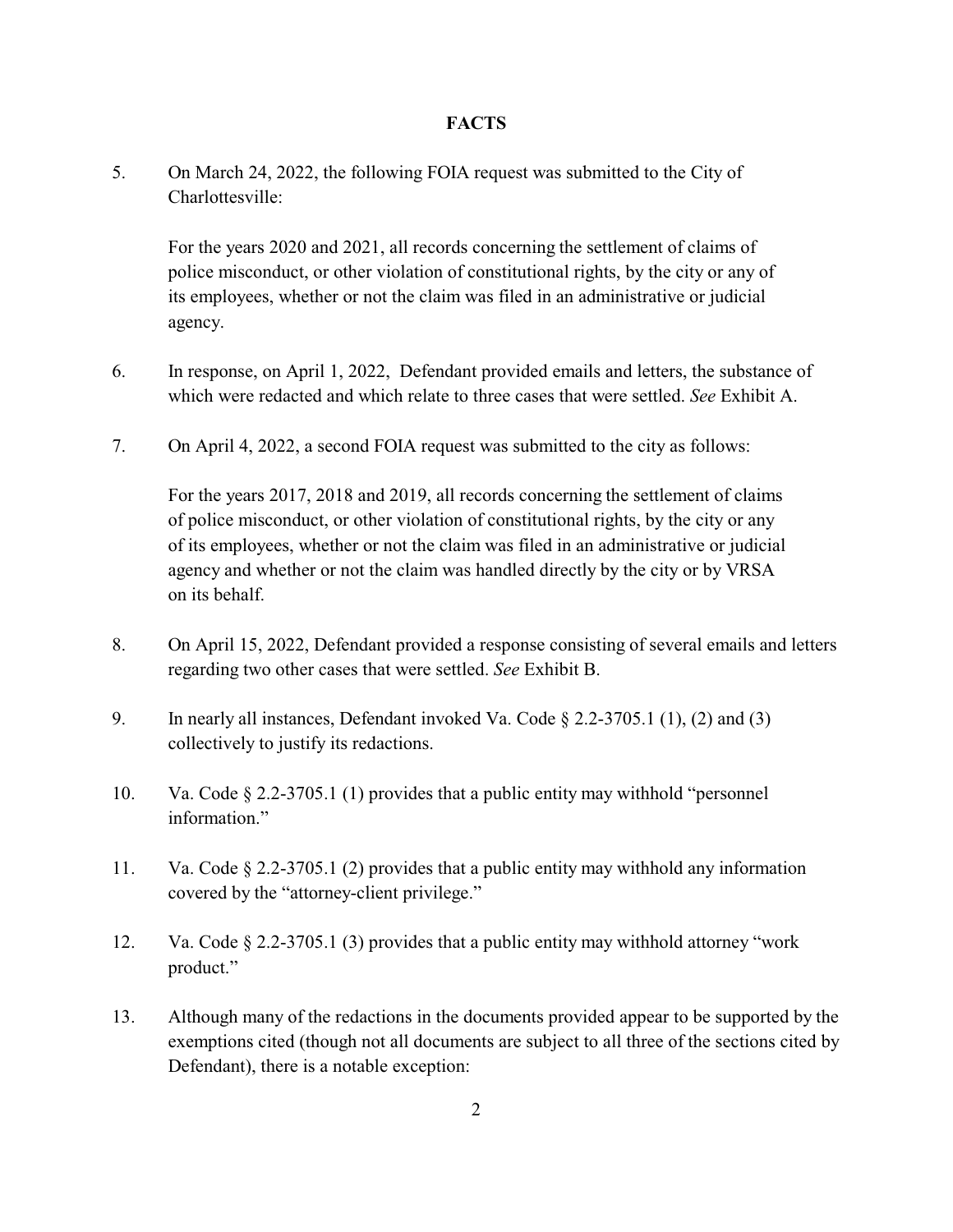## FACTS

5. On March 24, 2022, the following FOIA request was submitted to the City of Charlottesville:

    For the years 2020 and 2021, all records concerning the settlement of claims of police misconduct, or other violation of constitutional rights, by the city or any of its employees, whether or not the claim was filed in an administrative or judicial agency.

6. In response, on April 1, 2022, Defendant provided emails and letters, the substance of which were redacted and which relate to three cases that were settled. *See* Exhibit A.

7. On April 4, 2022, a second FOIA request was submitted to the city as follows:

    For the years 2017, 2018 and 2019, all records concerning the settlement of claims of police misconduct, or other violation of constitutional rights, by the city or any of its employees, whether or not the claim was filed in an administrative or judicial agency and whether or not the claim was handled directly by the city or by VRSA on its behalf.

8. On April 15, 2022, Defendant provided a response consisting of several emails and letters regarding two other cases that were settled. *See* Exhibit B.

9. In nearly all instances, Defendant invoked Va. Code § 2.2-3705.1 (1), (2) and (3) collectively to justify its redactions.

10. Va. Code § 2.2-3705.1 (1) provides that a public entity may withhold "personnel information."

11. Va. Code § 2.2-3705.1 (2) provides that a public entity may withhold any information covered by the "attorney-client privilege."

12. Va. Code § 2.2-3705.1 (3) provides that a public entity may withhold attorney "work product."

13. Although many of the redactions in the documents provided appear to be supported by the exemptions cited (though not all documents are subject to all three of the sections cited by Defendant), there is a notable exception: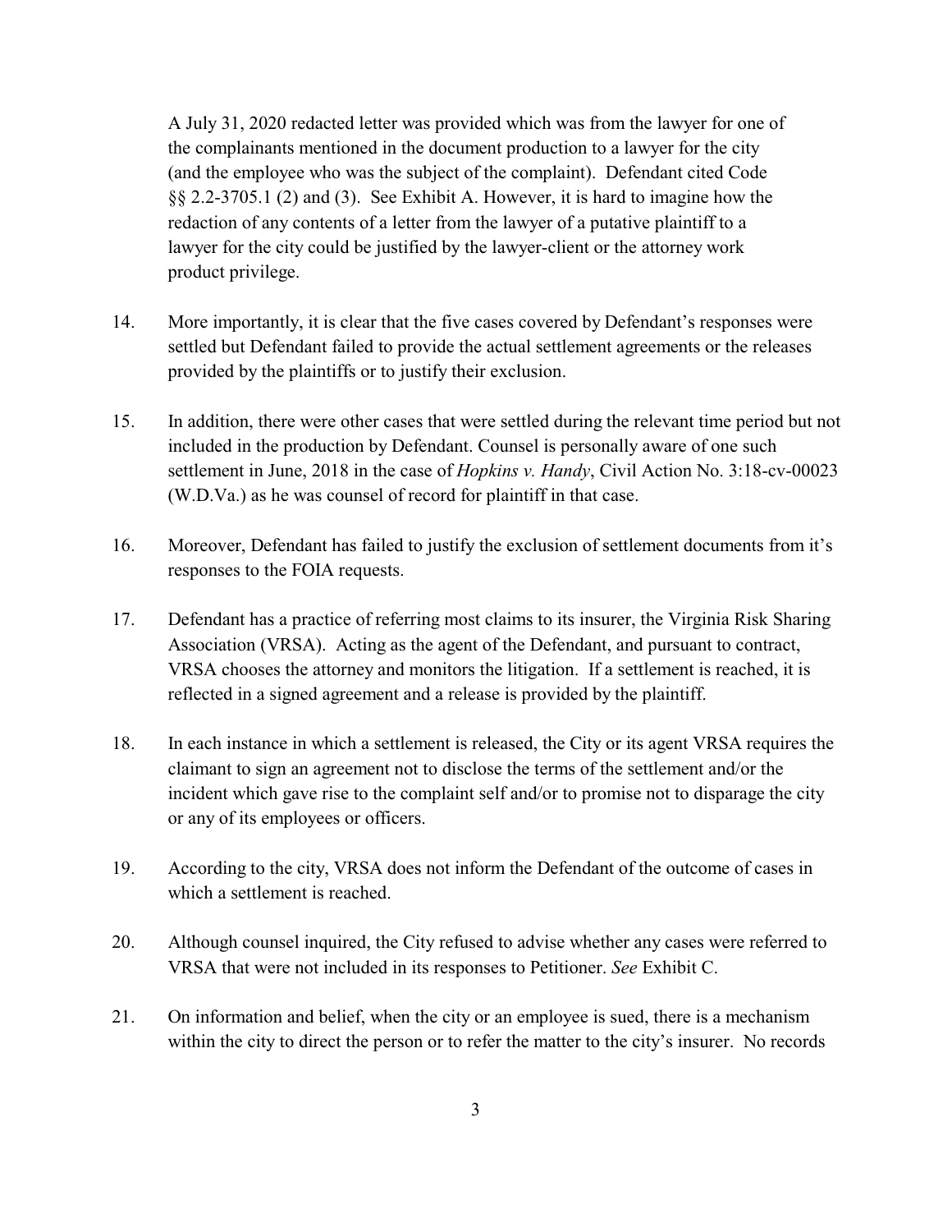A July 31, 2020 redacted letter was provided which was from the lawyer for one of the complainants mentioned in the document production to a lawyer for the city (and the employee who was the subject of the complaint). Defendant cited Code §§ 2.2-3705.1 (2) and (3). See Exhibit A. However, it is hard to imagine how the redaction of any contents of a letter from the lawyer of a putative plaintiff to a lawyer for the city could be justified by the lawyer-client or the attorney work product privilege.

14. More importantly, it is clear that the five cases covered by Defendant's responses were settled but Defendant failed to provide the actual settlement agreements or the releases provided by the plaintiffs or to justify their exclusion.

15. In addition, there were other cases that were settled during the relevant time period but not included in the production by Defendant. Counsel is personally aware of one such settlement in June, 2018 in the case of *Hopkins v. Handy*, Civil Action No. 3:18-cv-00023 (W.D.Va.) as he was counsel of record for plaintiff in that case.

16. Moreover, Defendant has failed to justify the exclusion of settlement documents from it's responses to the FOIA requests.

17. Defendant has a practice of referring most claims to its insurer, the Virginia Risk Sharing Association (VRSA). Acting as the agent of the Defendant, and pursuant to contract, VRSA chooses the attorney and monitors the litigation. If a settlement is reached, it is reflected in a signed agreement and a release is provided by the plaintiff.

18. In each instance in which a settlement is released, the City or its agent VRSA requires the claimant to sign an agreement not to disclose the terms of the settlement and/or the incident which gave rise to the complaint self and/or to promise not to disparage the city or any of its employees or officers.

19. According to the city, VRSA does not inform the Defendant of the outcome of cases in which a settlement is reached.

20. Although counsel inquired, the City refused to advise whether any cases were referred to VRSA that were not included in its responses to Petitioner. *See* Exhibit C.

21. On information and belief, when the city or an employee is sued, there is a mechanism within the city to direct the person or to refer the matter to the city's insurer. No records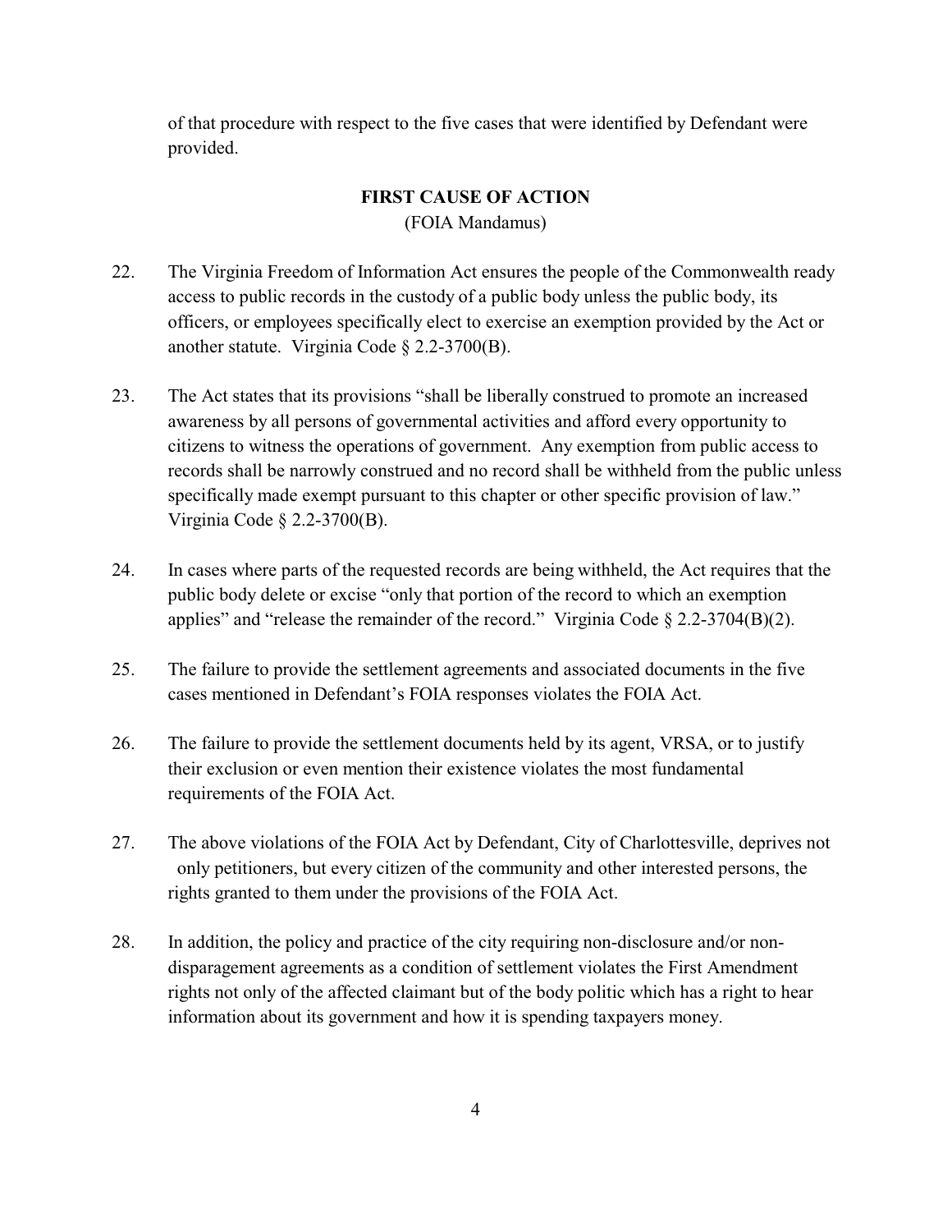of that procedure with respect to the five cases that were identified by Defendant were provided.

## FIRST CAUSE OF ACTION

(FOIA Mandamus)

22. The Virginia Freedom of Information Act ensures the people of the Commonwealth ready access to public records in the custody of a public body unless the public body, its officers, or employees specifically elect to exercise an exemption provided by the Act or another statute. Virginia Code § 2.2-3700(B).

23. The Act states that its provisions "shall be liberally construed to promote an increased awareness by all persons of governmental activities and afford every opportunity to citizens to witness the operations of government. Any exemption from public access to records shall be narrowly construed and no record shall be withheld from the public unless specifically made exempt pursuant to this chapter or other specific provision of law." Virginia Code § 2.2-3700(B).

24. In cases where parts of the requested records are being withheld, the Act requires that the public body delete or excise "only that portion of the record to which an exemption applies" and "release the remainder of the record." Virginia Code § 2.2-3704(B)(2).

25. The failure to provide the settlement agreements and associated documents in the five cases mentioned in Defendant's FOIA responses violates the FOIA Act.

26. The failure to provide the settlement documents held by its agent, VRSA, or to justify their exclusion or even mention their existence violates the most fundamental requirements of the FOIA Act.

27. The above violations of the FOIA Act by Defendant, City of Charlottesville, deprives not only petitioners, but every citizen of the community and other interested persons, the rights granted to them under the provisions of the FOIA Act.

28. In addition, the policy and practice of the city requiring non-disclosure and/or non-disparagement agreements as a condition of settlement violates the First Amendment rights not only of the affected claimant but of the body politic which has a right to hear information about its government and how it is spending taxpayers money.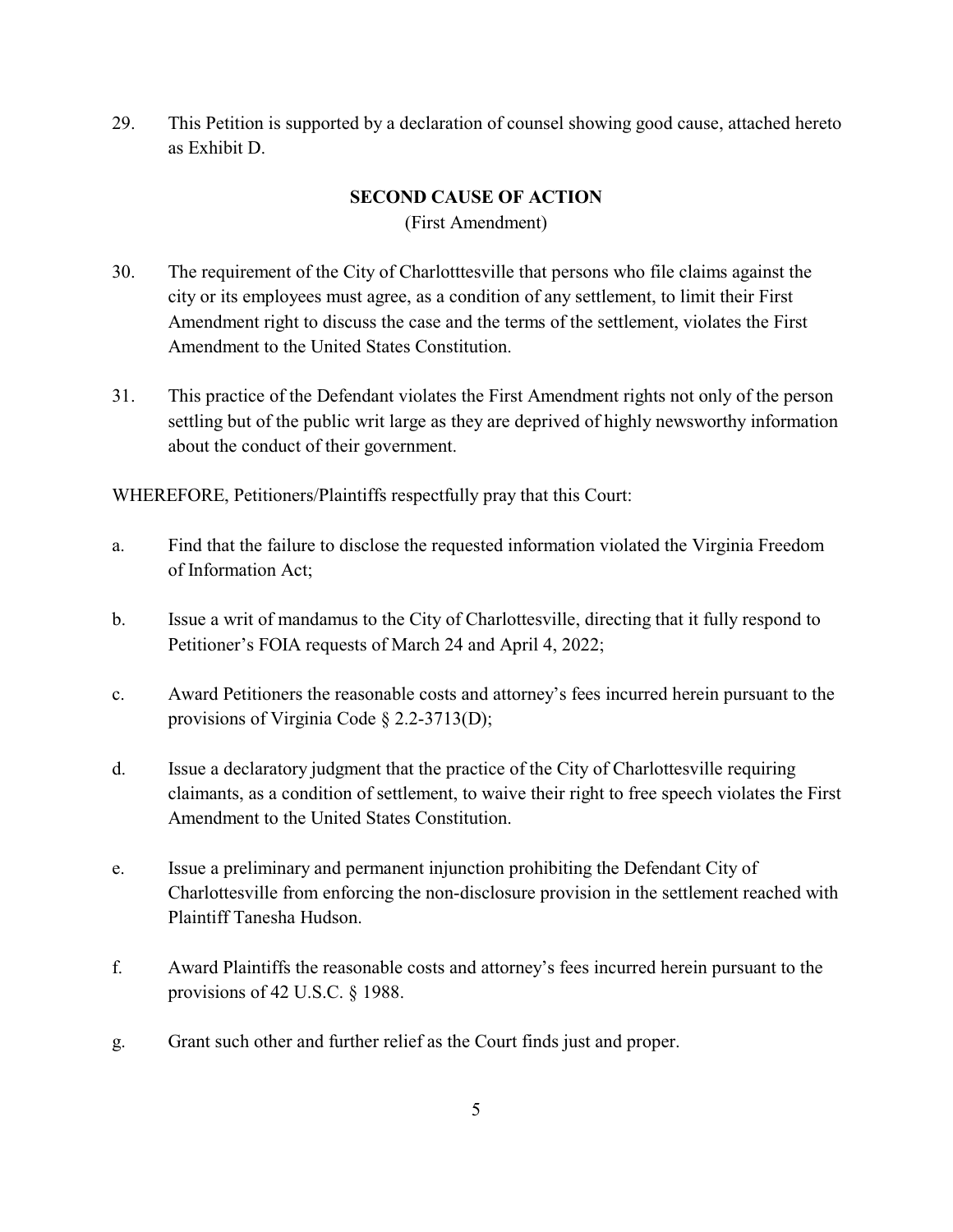29. This Petition is supported by a declaration of counsel showing good cause, attached hereto as Exhibit D.

**SECOND CAUSE OF ACTION**

(First Amendment)

30. The requirement of the City of Charlotttesville that persons who file claims against the city or its employees must agree, as a condition of any settlement, to limit their First Amendment right to discuss the case and the terms of the settlement, violates the First Amendment to the United States Constitution.

31. This practice of the Defendant violates the First Amendment rights not only of the person settling but of the public writ large as they are deprived of highly newsworthy information about the conduct of their government.

WHEREFORE, Petitioners/Plaintiffs respectfully pray that this Court:

a. Find that the failure to disclose the requested information violated the Virginia Freedom of Information Act;

b. Issue a writ of mandamus to the City of Charlottesville, directing that it fully respond to Petitioner's FOIA requests of March 24 and April 4, 2022;

c. Award Petitioners the reasonable costs and attorney's fees incurred herein pursuant to the provisions of Virginia Code § 2.2-3713(D);

d. Issue a declaratory judgment that the practice of the City of Charlottesville requiring claimants, as a condition of settlement, to waive their right to free speech violates the First Amendment to the United States Constitution.

e. Issue a preliminary and permanent injunction prohibiting the Defendant City of Charlottesville from enforcing the non-disclosure provision in the settlement reached with Plaintiff Tanesha Hudson.

f. Award Plaintiffs the reasonable costs and attorney's fees incurred herein pursuant to the provisions of 42 U.S.C. § 1988.

g. Grant such other and further relief as the Court finds just and proper.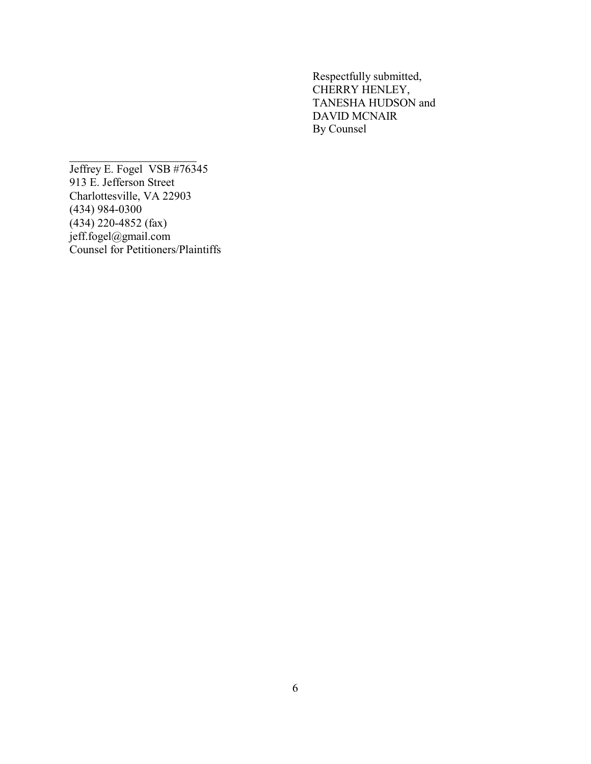Respectfully submitted,
CHERRY HENLEY,
TANESHA HUDSON and
DAVID MCNAIR
By Counsel

\_\_\_\_\_\_\_\_\_\_\_\_\_\_\_\_\_\_\_\_\_\_\_\_

Jeffrey E. Fogel VSB #76345
913 E. Jefferson Street
Charlottesville, VA 22903
(434) 984-0300
(434) 220-4852 (fax)
jeff.fogel@gmail.com
Counsel for Petitioners/Plaintiffs